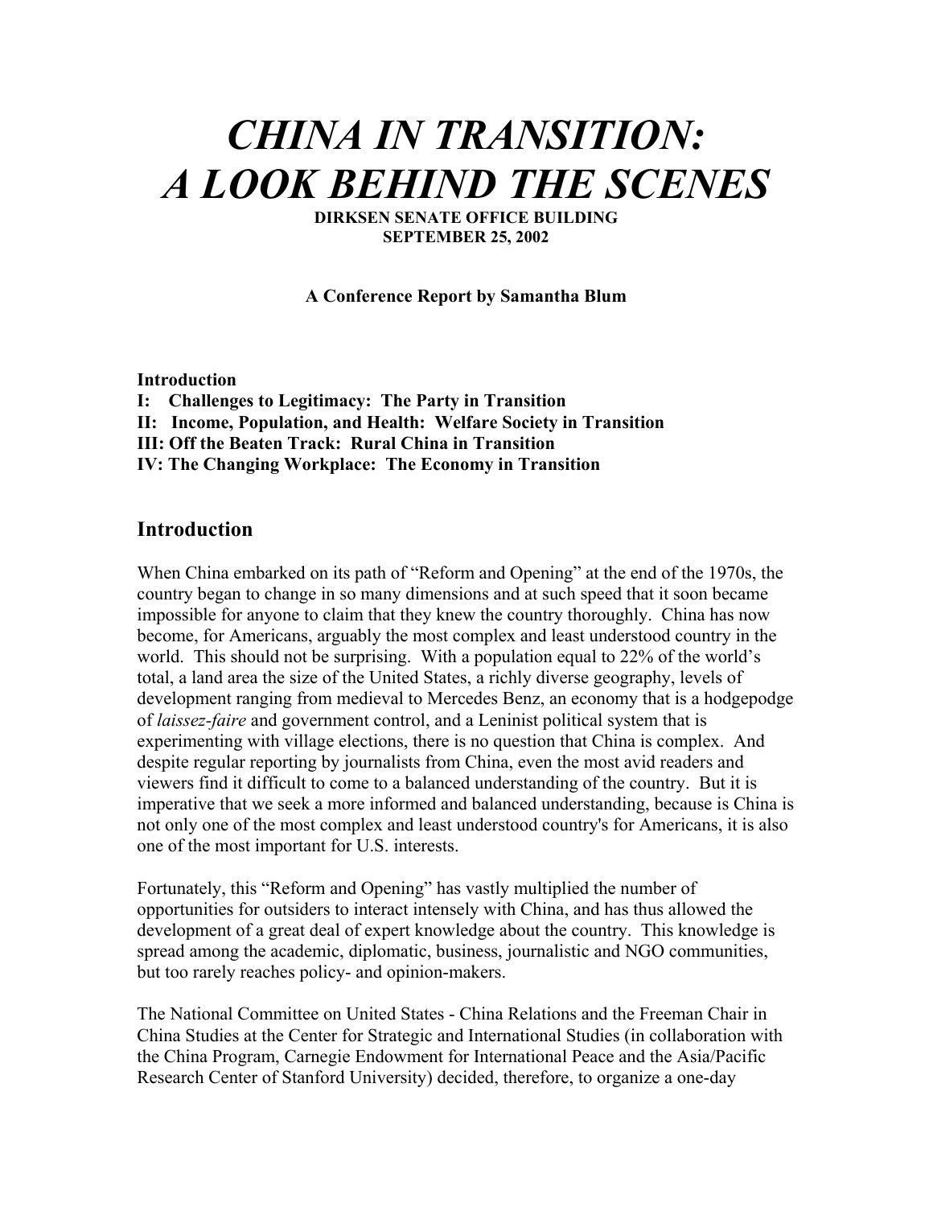# *CHINA IN TRANSITION: A LOOK BEHIND THE SCENES*

**DIRKSEN SENATE OFFICE BUILDING**
**SEPTEMBER 25, 2002**

**A Conference Report by Samantha Blum**

**Introduction**
**I: Challenges to Legitimacy: The Party in Transition**
**II: Income, Population, and Health: Welfare Society in Transition**
**III: Off the Beaten Track: Rural China in Transition**
**IV: The Changing Workplace: The Economy in Transition**

## Introduction

When China embarked on its path of "Reform and Opening" at the end of the 1970s, the country began to change in so many dimensions and at such speed that it soon became impossible for anyone to claim that they knew the country thoroughly. China has now become, for Americans, arguably the most complex and least understood country in the world. This should not be surprising. With a population equal to 22% of the world's total, a land area the size of the United States, a richly diverse geography, levels of development ranging from medieval to Mercedes Benz, an economy that is a hodgepodge of *laissez-faire* and government control, and a Leninist political system that is experimenting with village elections, there is no question that China is complex. And despite regular reporting by journalists from China, even the most avid readers and viewers find it difficult to come to a balanced understanding of the country. But it is imperative that we seek a more informed and balanced understanding, because is China is not only one of the most complex and least understood country's for Americans, it is also one of the most important for U.S. interests.

Fortunately, this "Reform and Opening" has vastly multiplied the number of opportunities for outsiders to interact intensely with China, and has thus allowed the development of a great deal of expert knowledge about the country. This knowledge is spread among the academic, diplomatic, business, journalistic and NGO communities, but too rarely reaches policy- and opinion-makers.

The National Committee on United States - China Relations and the Freeman Chair in China Studies at the Center for Strategic and International Studies (in collaboration with the China Program, Carnegie Endowment for International Peace and the Asia/Pacific Research Center of Stanford University) decided, therefore, to organize a one-day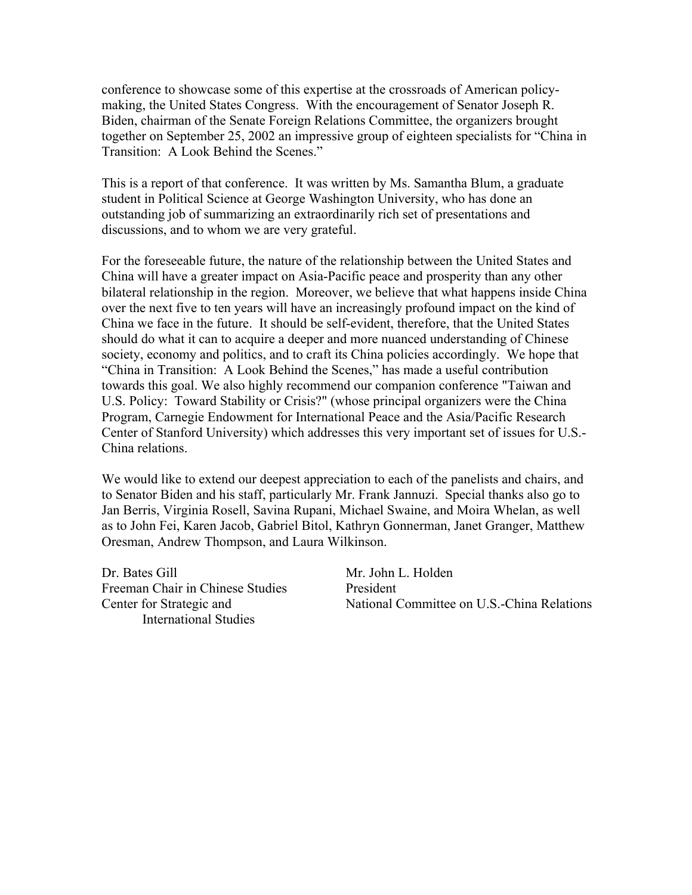conference to showcase some of this expertise at the crossroads of American policy-making, the United States Congress. With the encouragement of Senator Joseph R. Biden, chairman of the Senate Foreign Relations Committee, the organizers brought together on September 25, 2002 an impressive group of eighteen specialists for "China in Transition: A Look Behind the Scenes."

This is a report of that conference. It was written by Ms. Samantha Blum, a graduate student in Political Science at George Washington University, who has done an outstanding job of summarizing an extraordinarily rich set of presentations and discussions, and to whom we are very grateful.

For the foreseeable future, the nature of the relationship between the United States and China will have a greater impact on Asia-Pacific peace and prosperity than any other bilateral relationship in the region. Moreover, we believe that what happens inside China over the next five to ten years will have an increasingly profound impact on the kind of China we face in the future. It should be self-evident, therefore, that the United States should do what it can to acquire a deeper and more nuanced understanding of Chinese society, economy and politics, and to craft its China policies accordingly. We hope that "China in Transition: A Look Behind the Scenes," has made a useful contribution towards this goal. We also highly recommend our companion conference "Taiwan and U.S. Policy: Toward Stability or Crisis?" (whose principal organizers were the China Program, Carnegie Endowment for International Peace and the Asia/Pacific Research Center of Stanford University) which addresses this very important set of issues for U.S.-China relations.

We would like to extend our deepest appreciation to each of the panelists and chairs, and to Senator Biden and his staff, particularly Mr. Frank Jannuzi. Special thanks also go to Jan Berris, Virginia Rosell, Savina Rupani, Michael Swaine, and Moira Whelan, as well as to John Fei, Karen Jacob, Gabriel Bitol, Kathryn Gonnerman, Janet Granger, Matthew Oresman, Andrew Thompson, and Laura Wilkinson.

Dr. Bates Gill
Freeman Chair in Chinese Studies
Center for Strategic and International Studies

Mr. John L. Holden
President
National Committee on U.S.-China Relations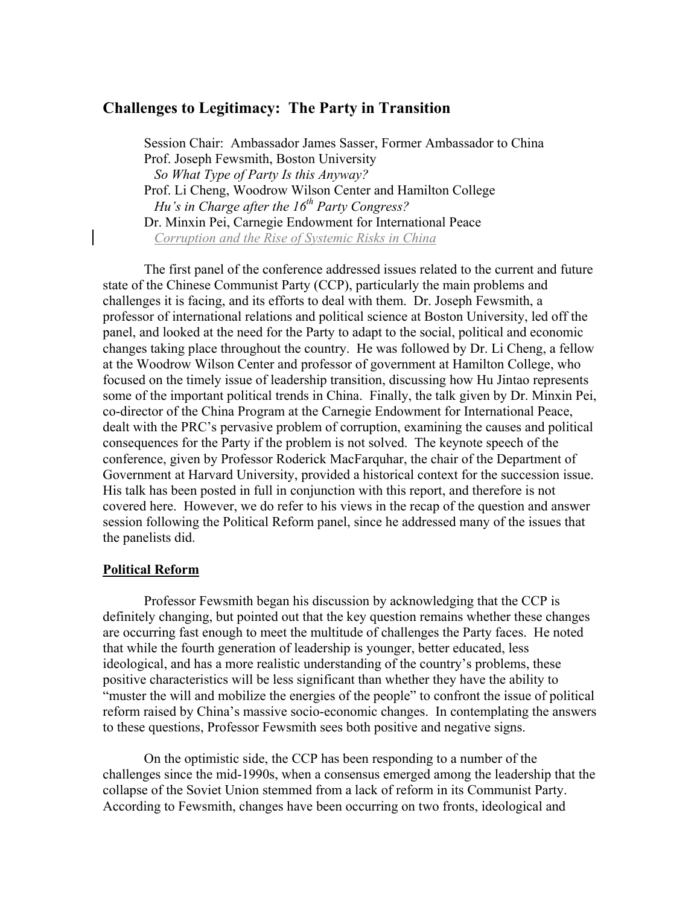## Challenges to Legitimacy: The Party in Transition

Session Chair: Ambassador James Sasser, Former Ambassador to China
Prof. Joseph Fewsmith, Boston University
*So What Type of Party Is this Anyway?*
Prof. Li Cheng, Woodrow Wilson Center and Hamilton College
*Hu's in Charge after the 16th Party Congress?*
Dr. Minxin Pei, Carnegie Endowment for International Peace
*Corruption and the Rise of Systemic Risks in China*

The first panel of the conference addressed issues related to the current and future state of the Chinese Communist Party (CCP), particularly the main problems and challenges it is facing, and its efforts to deal with them. Dr. Joseph Fewsmith, a professor of international relations and political science at Boston University, led off the panel, and looked at the need for the Party to adapt to the social, political and economic changes taking place throughout the country. He was followed by Dr. Li Cheng, a fellow at the Woodrow Wilson Center and professor of government at Hamilton College, who focused on the timely issue of leadership transition, discussing how Hu Jintao represents some of the important political trends in China. Finally, the talk given by Dr. Minxin Pei, co-director of the China Program at the Carnegie Endowment for International Peace, dealt with the PRC's pervasive problem of corruption, examining the causes and political consequences for the Party if the problem is not solved. The keynote speech of the conference, given by Professor Roderick MacFarquhar, the chair of the Department of Government at Harvard University, provided a historical context for the succession issue. His talk has been posted in full in conjunction with this report, and therefore is not covered here. However, we do refer to his views in the recap of the question and answer session following the Political Reform panel, since he addressed many of the issues that the panelists did.

### Political Reform

Professor Fewsmith began his discussion by acknowledging that the CCP is definitely changing, but pointed out that the key question remains whether these changes are occurring fast enough to meet the multitude of challenges the Party faces. He noted that while the fourth generation of leadership is younger, better educated, less ideological, and has a more realistic understanding of the country's problems, these positive characteristics will be less significant than whether they have the ability to "muster the will and mobilize the energies of the people" to confront the issue of political reform raised by China's massive socio-economic changes. In contemplating the answers to these questions, Professor Fewsmith sees both positive and negative signs.

On the optimistic side, the CCP has been responding to a number of the challenges since the mid-1990s, when a consensus emerged among the leadership that the collapse of the Soviet Union stemmed from a lack of reform in its Communist Party. According to Fewsmith, changes have been occurring on two fronts, ideological and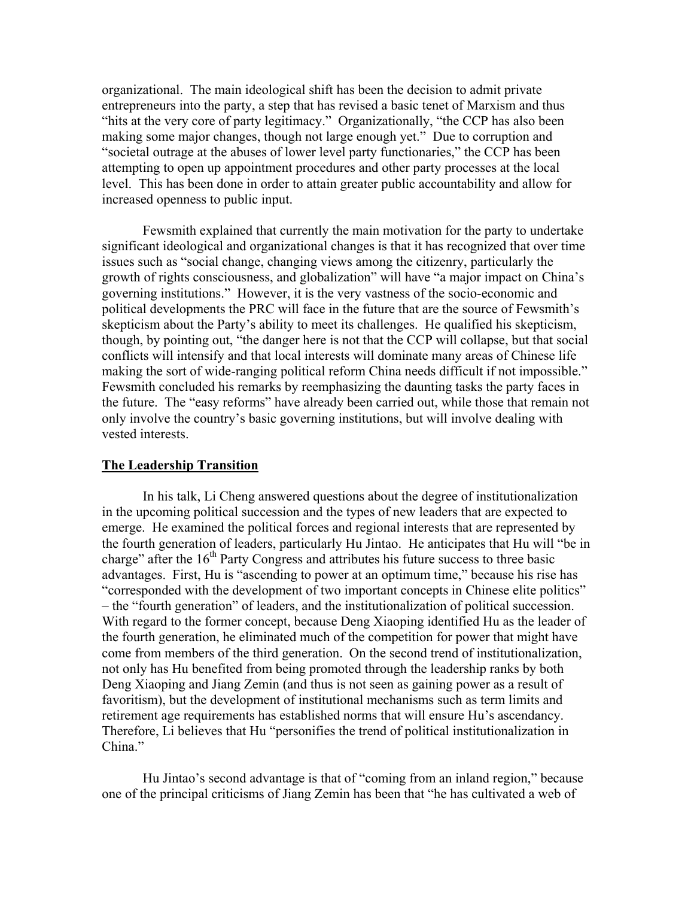organizational. The main ideological shift has been the decision to admit private entrepreneurs into the party, a step that has revised a basic tenet of Marxism and thus "hits at the very core of party legitimacy." Organizationally, "the CCP has also been making some major changes, though not large enough yet." Due to corruption and "societal outrage at the abuses of lower level party functionaries," the CCP has been attempting to open up appointment procedures and other party processes at the local level. This has been done in order to attain greater public accountability and allow for increased openness to public input.

Fewsmith explained that currently the main motivation for the party to undertake significant ideological and organizational changes is that it has recognized that over time issues such as "social change, changing views among the citizenry, particularly the growth of rights consciousness, and globalization" will have "a major impact on China's governing institutions." However, it is the very vastness of the socio-economic and political developments the PRC will face in the future that are the source of Fewsmith's skepticism about the Party's ability to meet its challenges. He qualified his skepticism, though, by pointing out, "the danger here is not that the CCP will collapse, but that social conflicts will intensify and that local interests will dominate many areas of Chinese life making the sort of wide-ranging political reform China needs difficult if not impossible." Fewsmith concluded his remarks by reemphasizing the daunting tasks the party faces in the future. The "easy reforms" have already been carried out, while those that remain not only involve the country's basic governing institutions, but will involve dealing with vested interests.

## The Leadership Transition

In his talk, Li Cheng answered questions about the degree of institutionalization in the upcoming political succession and the types of new leaders that are expected to emerge. He examined the political forces and regional interests that are represented by the fourth generation of leaders, particularly Hu Jintao. He anticipates that Hu will "be in charge" after the 16th Party Congress and attributes his future success to three basic advantages. First, Hu is "ascending to power at an optimum time," because his rise has "corresponded with the development of two important concepts in Chinese elite politics" – the "fourth generation" of leaders, and the institutionalization of political succession. With regard to the former concept, because Deng Xiaoping identified Hu as the leader of the fourth generation, he eliminated much of the competition for power that might have come from members of the third generation. On the second trend of institutionalization, not only has Hu benefited from being promoted through the leadership ranks by both Deng Xiaoping and Jiang Zemin (and thus is not seen as gaining power as a result of favoritism), but the development of institutional mechanisms such as term limits and retirement age requirements has established norms that will ensure Hu's ascendancy. Therefore, Li believes that Hu "personifies the trend of political institutionalization in China."

Hu Jintao's second advantage is that of "coming from an inland region," because one of the principal criticisms of Jiang Zemin has been that "he has cultivated a web of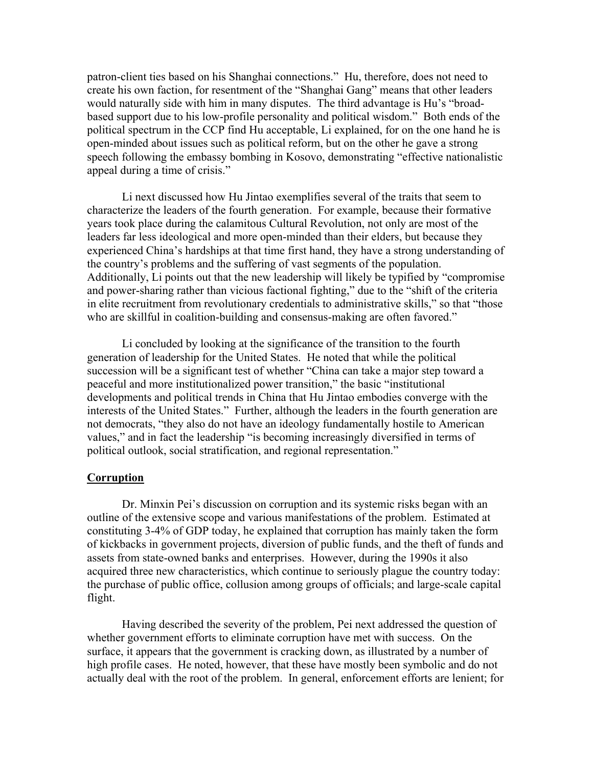patron-client ties based on his Shanghai connections." Hu, therefore, does not need to create his own faction, for resentment of the "Shanghai Gang" means that other leaders would naturally side with him in many disputes. The third advantage is Hu's "broad-based support due to his low-profile personality and political wisdom." Both ends of the political spectrum in the CCP find Hu acceptable, Li explained, for on the one hand he is open-minded about issues such as political reform, but on the other he gave a strong speech following the embassy bombing in Kosovo, demonstrating "effective nationalistic appeal during a time of crisis."

Li next discussed how Hu Jintao exemplifies several of the traits that seem to characterize the leaders of the fourth generation. For example, because their formative years took place during the calamitous Cultural Revolution, not only are most of the leaders far less ideological and more open-minded than their elders, but because they experienced China's hardships at that time first hand, they have a strong understanding of the country's problems and the suffering of vast segments of the population. Additionally, Li points out that the new leadership will likely be typified by "compromise and power-sharing rather than vicious factional fighting," due to the "shift of the criteria in elite recruitment from revolutionary credentials to administrative skills," so that "those who are skillful in coalition-building and consensus-making are often favored."

Li concluded by looking at the significance of the transition to the fourth generation of leadership for the United States. He noted that while the political succession will be a significant test of whether "China can take a major step toward a peaceful and more institutionalized power transition," the basic "institutional developments and political trends in China that Hu Jintao embodies converge with the interests of the United States." Further, although the leaders in the fourth generation are not democrats, "they also do not have an ideology fundamentally hostile to American values," and in fact the leadership "is becoming increasingly diversified in terms of political outlook, social stratification, and regional representation."

## Corruption

Dr. Minxin Pei's discussion on corruption and its systemic risks began with an outline of the extensive scope and various manifestations of the problem. Estimated at constituting 3-4% of GDP today, he explained that corruption has mainly taken the form of kickbacks in government projects, diversion of public funds, and the theft of funds and assets from state-owned banks and enterprises. However, during the 1990s it also acquired three new characteristics, which continue to seriously plague the country today: the purchase of public office, collusion among groups of officials; and large-scale capital flight.

Having described the severity of the problem, Pei next addressed the question of whether government efforts to eliminate corruption have met with success. On the surface, it appears that the government is cracking down, as illustrated by a number of high profile cases. He noted, however, that these have mostly been symbolic and do not actually deal with the root of the problem. In general, enforcement efforts are lenient; for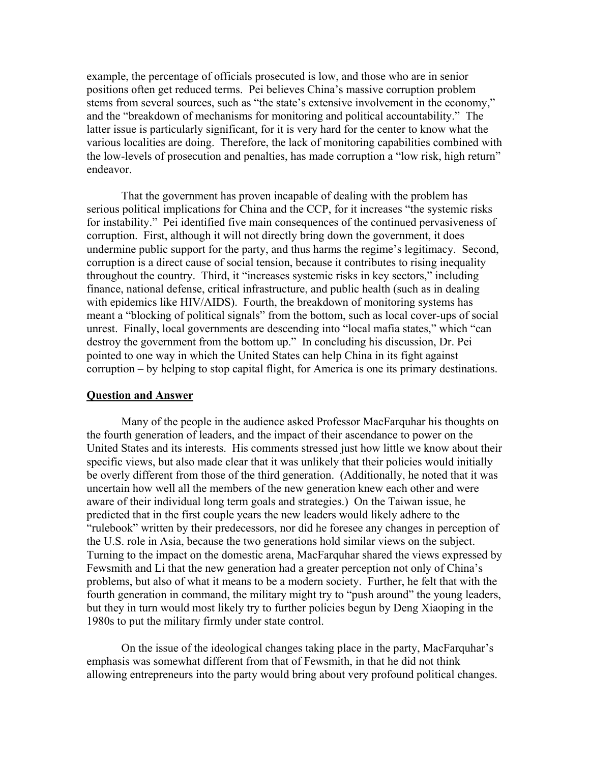example, the percentage of officials prosecuted is low, and those who are in senior positions often get reduced terms. Pei believes China's massive corruption problem stems from several sources, such as "the state's extensive involvement in the economy," and the "breakdown of mechanisms for monitoring and political accountability." The latter issue is particularly significant, for it is very hard for the center to know what the various localities are doing. Therefore, the lack of monitoring capabilities combined with the low-levels of prosecution and penalties, has made corruption a "low risk, high return" endeavor.

That the government has proven incapable of dealing with the problem has serious political implications for China and the CCP, for it increases "the systemic risks for instability." Pei identified five main consequences of the continued pervasiveness of corruption. First, although it will not directly bring down the government, it does undermine public support for the party, and thus harms the regime's legitimacy. Second, corruption is a direct cause of social tension, because it contributes to rising inequality throughout the country. Third, it "increases systemic risks in key sectors," including finance, national defense, critical infrastructure, and public health (such as in dealing with epidemics like HIV/AIDS). Fourth, the breakdown of monitoring systems has meant a "blocking of political signals" from the bottom, such as local cover-ups of social unrest. Finally, local governments are descending into "local mafia states," which "can destroy the government from the bottom up." In concluding his discussion, Dr. Pei pointed to one way in which the United States can help China in its fight against corruption – by helping to stop capital flight, for America is one its primary destinations.

## Question and Answer

Many of the people in the audience asked Professor MacFarquhar his thoughts on the fourth generation of leaders, and the impact of their ascendance to power on the United States and its interests. His comments stressed just how little we know about their specific views, but also made clear that it was unlikely that their policies would initially be overly different from those of the third generation. (Additionally, he noted that it was uncertain how well all the members of the new generation knew each other and were aware of their individual long term goals and strategies.) On the Taiwan issue, he predicted that in the first couple years the new leaders would likely adhere to the "rulebook" written by their predecessors, nor did he foresee any changes in perception of the U.S. role in Asia, because the two generations hold similar views on the subject. Turning to the impact on the domestic arena, MacFarquhar shared the views expressed by Fewsmith and Li that the new generation had a greater perception not only of China's problems, but also of what it means to be a modern society. Further, he felt that with the fourth generation in command, the military might try to "push around" the young leaders, but they in turn would most likely try to further policies begun by Deng Xiaoping in the 1980s to put the military firmly under state control.

On the issue of the ideological changes taking place in the party, MacFarquhar's emphasis was somewhat different from that of Fewsmith, in that he did not think allowing entrepreneurs into the party would bring about very profound political changes.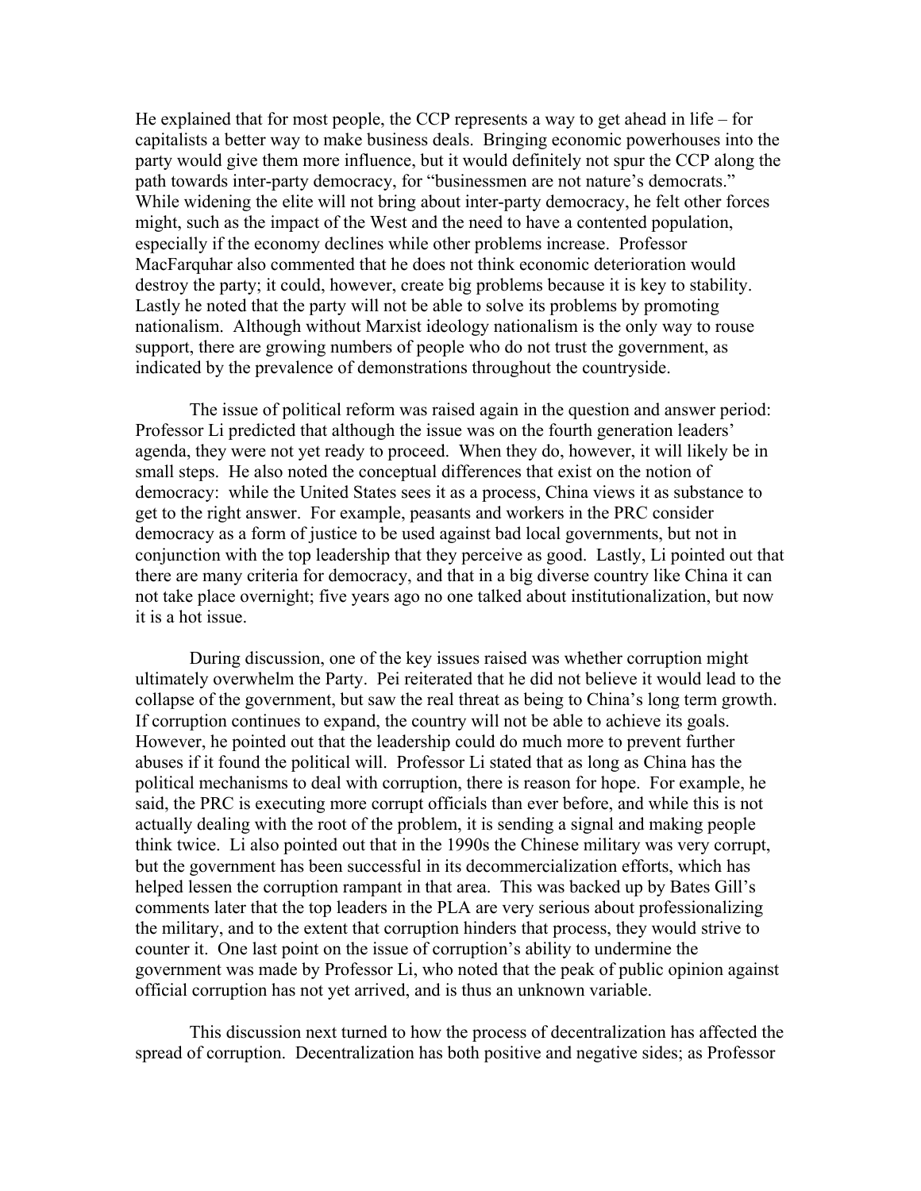He explained that for most people, the CCP represents a way to get ahead in life – for capitalists a better way to make business deals. Bringing economic powerhouses into the party would give them more influence, but it would definitely not spur the CCP along the path towards inter-party democracy, for "businessmen are not nature's democrats." While widening the elite will not bring about inter-party democracy, he felt other forces might, such as the impact of the West and the need to have a contented population, especially if the economy declines while other problems increase. Professor MacFarquhar also commented that he does not think economic deterioration would destroy the party; it could, however, create big problems because it is key to stability. Lastly he noted that the party will not be able to solve its problems by promoting nationalism. Although without Marxist ideology nationalism is the only way to rouse support, there are growing numbers of people who do not trust the government, as indicated by the prevalence of demonstrations throughout the countryside.

The issue of political reform was raised again in the question and answer period: Professor Li predicted that although the issue was on the fourth generation leaders' agenda, they were not yet ready to proceed. When they do, however, it will likely be in small steps. He also noted the conceptual differences that exist on the notion of democracy: while the United States sees it as a process, China views it as substance to get to the right answer. For example, peasants and workers in the PRC consider democracy as a form of justice to be used against bad local governments, but not in conjunction with the top leadership that they perceive as good. Lastly, Li pointed out that there are many criteria for democracy, and that in a big diverse country like China it can not take place overnight; five years ago no one talked about institutionalization, but now it is a hot issue.

During discussion, one of the key issues raised was whether corruption might ultimately overwhelm the Party. Pei reiterated that he did not believe it would lead to the collapse of the government, but saw the real threat as being to China's long term growth. If corruption continues to expand, the country will not be able to achieve its goals. However, he pointed out that the leadership could do much more to prevent further abuses if it found the political will. Professor Li stated that as long as China has the political mechanisms to deal with corruption, there is reason for hope. For example, he said, the PRC is executing more corrupt officials than ever before, and while this is not actually dealing with the root of the problem, it is sending a signal and making people think twice. Li also pointed out that in the 1990s the Chinese military was very corrupt, but the government has been successful in its decommercialization efforts, which has helped lessen the corruption rampant in that area. This was backed up by Bates Gill's comments later that the top leaders in the PLA are very serious about professionalizing the military, and to the extent that corruption hinders that process, they would strive to counter it. One last point on the issue of corruption's ability to undermine the government was made by Professor Li, who noted that the peak of public opinion against official corruption has not yet arrived, and is thus an unknown variable.

This discussion next turned to how the process of decentralization has affected the spread of corruption. Decentralization has both positive and negative sides; as Professor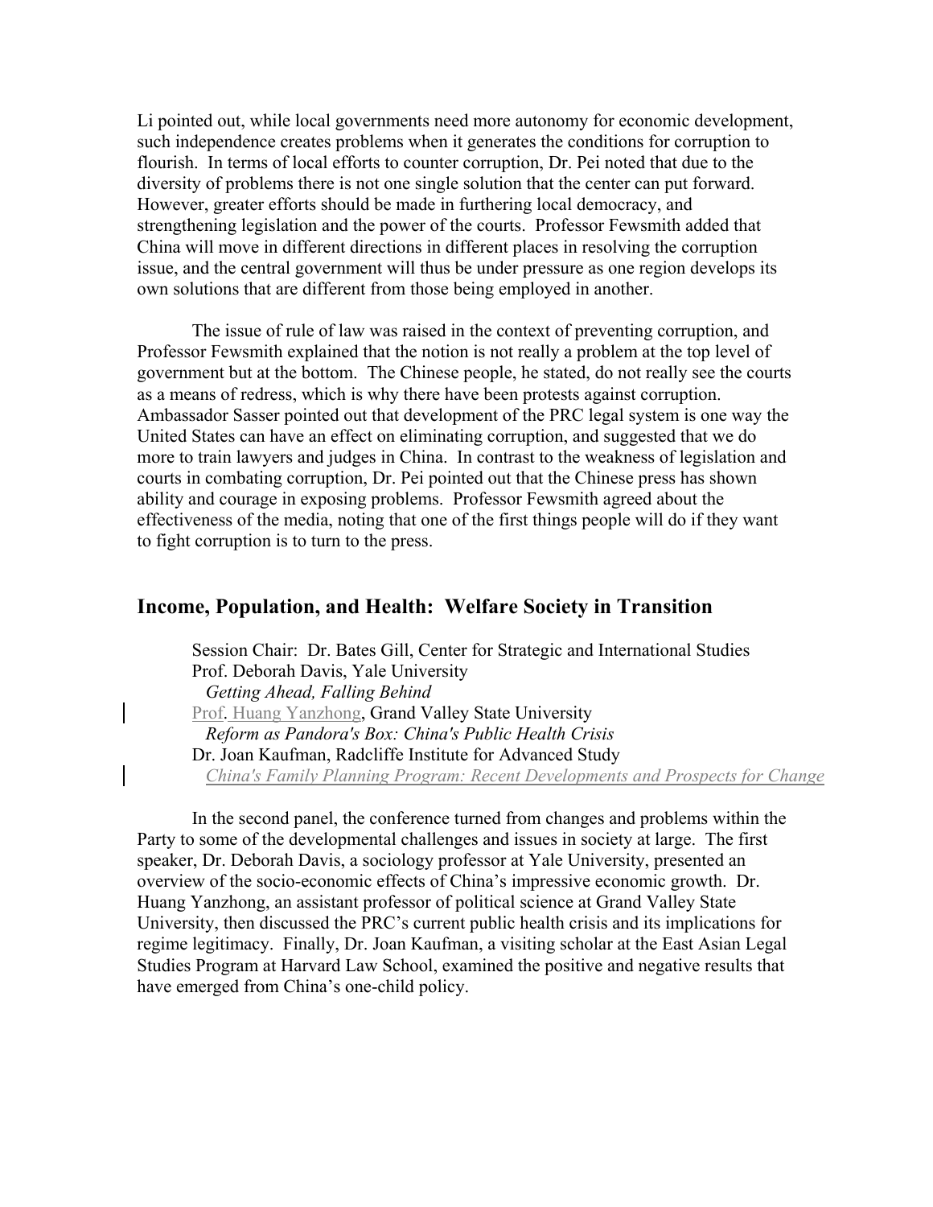Li pointed out, while local governments need more autonomy for economic development, such independence creates problems when it generates the conditions for corruption to flourish. In terms of local efforts to counter corruption, Dr. Pei noted that due to the diversity of problems there is not one single solution that the center can put forward. However, greater efforts should be made in furthering local democracy, and strengthening legislation and the power of the courts. Professor Fewsmith added that China will move in different directions in different places in resolving the corruption issue, and the central government will thus be under pressure as one region develops its own solutions that are different from those being employed in another.

The issue of rule of law was raised in the context of preventing corruption, and Professor Fewsmith explained that the notion is not really a problem at the top level of government but at the bottom. The Chinese people, he stated, do not really see the courts as a means of redress, which is why there have been protests against corruption. Ambassador Sasser pointed out that development of the PRC legal system is one way the United States can have an effect on eliminating corruption, and suggested that we do more to train lawyers and judges in China. In contrast to the weakness of legislation and courts in combating corruption, Dr. Pei pointed out that the Chinese press has shown ability and courage in exposing problems. Professor Fewsmith agreed about the effectiveness of the media, noting that one of the first things people will do if they want to fight corruption is to turn to the press.

## Income, Population, and Health: Welfare Society in Transition

Session Chair: Dr. Bates Gill, Center for Strategic and International Studies
Prof. Deborah Davis, Yale University
*Getting Ahead, Falling Behind*
Prof. Huang Yanzhong, Grand Valley State University
*Reform as Pandora's Box: China's Public Health Crisis*
Dr. Joan Kaufman, Radcliffe Institute for Advanced Study
*China's Family Planning Program: Recent Developments and Prospects for Change*

In the second panel, the conference turned from changes and problems within the Party to some of the developmental challenges and issues in society at large. The first speaker, Dr. Deborah Davis, a sociology professor at Yale University, presented an overview of the socio-economic effects of China's impressive economic growth. Dr. Huang Yanzhong, an assistant professor of political science at Grand Valley State University, then discussed the PRC's current public health crisis and its implications for regime legitimacy. Finally, Dr. Joan Kaufman, a visiting scholar at the East Asian Legal Studies Program at Harvard Law School, examined the positive and negative results that have emerged from China's one-child policy.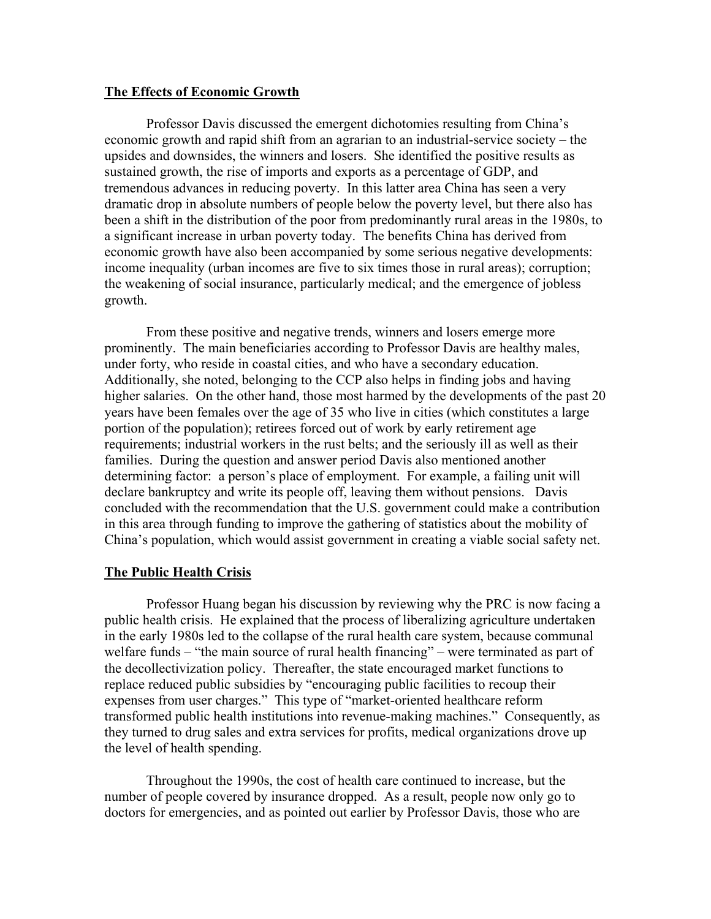## The Effects of Economic Growth

Professor Davis discussed the emergent dichotomies resulting from China's economic growth and rapid shift from an agrarian to an industrial-service society – the upsides and downsides, the winners and losers. She identified the positive results as sustained growth, the rise of imports and exports as a percentage of GDP, and tremendous advances in reducing poverty. In this latter area China has seen a very dramatic drop in absolute numbers of people below the poverty level, but there also has been a shift in the distribution of the poor from predominantly rural areas in the 1980s, to a significant increase in urban poverty today. The benefits China has derived from economic growth have also been accompanied by some serious negative developments: income inequality (urban incomes are five to six times those in rural areas); corruption; the weakening of social insurance, particularly medical; and the emergence of jobless growth.

From these positive and negative trends, winners and losers emerge more prominently. The main beneficiaries according to Professor Davis are healthy males, under forty, who reside in coastal cities, and who have a secondary education. Additionally, she noted, belonging to the CCP also helps in finding jobs and having higher salaries. On the other hand, those most harmed by the developments of the past 20 years have been females over the age of 35 who live in cities (which constitutes a large portion of the population); retirees forced out of work by early retirement age requirements; industrial workers in the rust belts; and the seriously ill as well as their families. During the question and answer period Davis also mentioned another determining factor: a person's place of employment. For example, a failing unit will declare bankruptcy and write its people off, leaving them without pensions. Davis concluded with the recommendation that the U.S. government could make a contribution in this area through funding to improve the gathering of statistics about the mobility of China's population, which would assist government in creating a viable social safety net.

## The Public Health Crisis

Professor Huang began his discussion by reviewing why the PRC is now facing a public health crisis. He explained that the process of liberalizing agriculture undertaken in the early 1980s led to the collapse of the rural health care system, because communal welfare funds – "the main source of rural health financing" – were terminated as part of the decollectivization policy. Thereafter, the state encouraged market functions to replace reduced public subsidies by "encouraging public facilities to recoup their expenses from user charges." This type of "market-oriented healthcare reform transformed public health institutions into revenue-making machines." Consequently, as they turned to drug sales and extra services for profits, medical organizations drove up the level of health spending.

Throughout the 1990s, the cost of health care continued to increase, but the number of people covered by insurance dropped. As a result, people now only go to doctors for emergencies, and as pointed out earlier by Professor Davis, those who are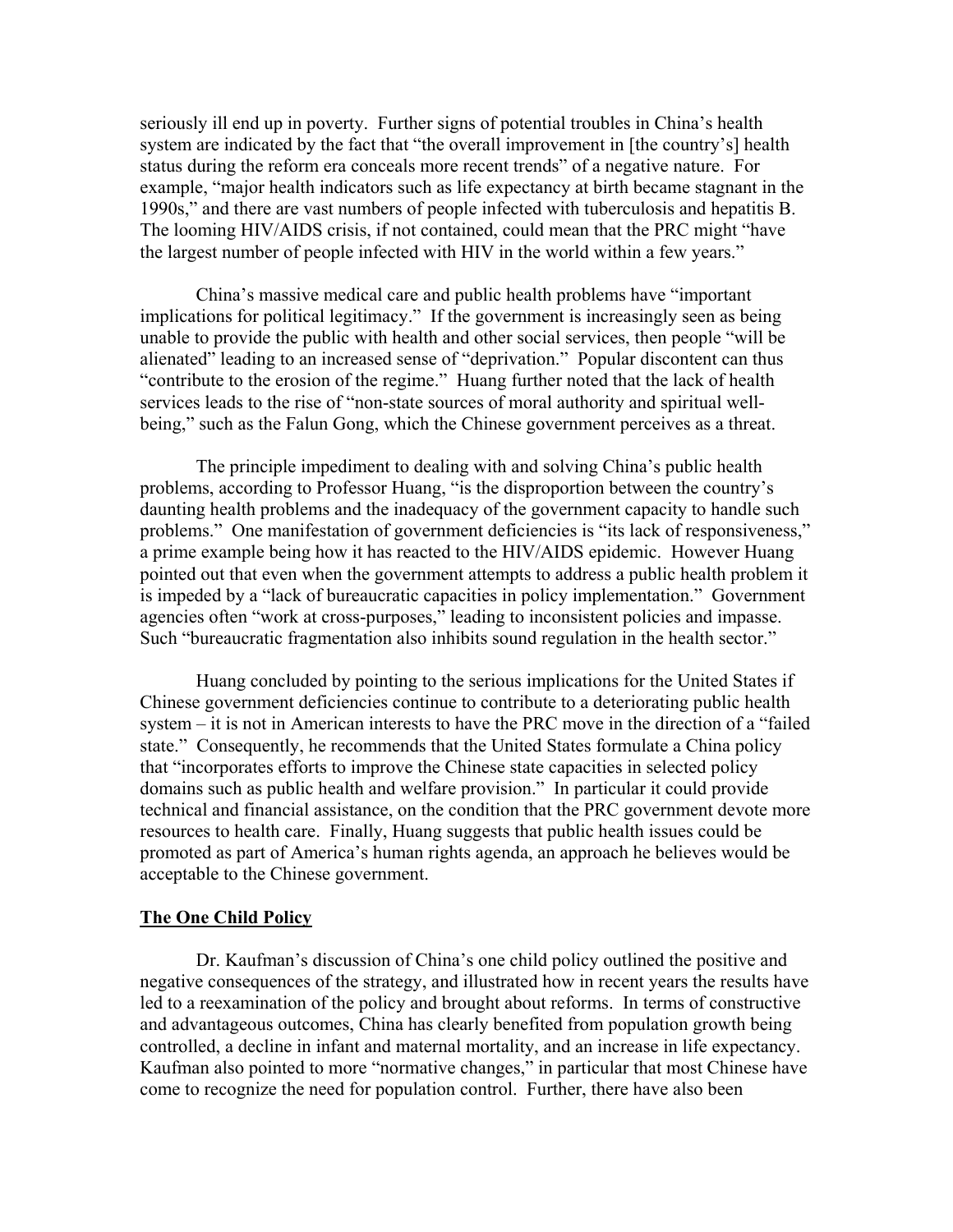seriously ill end up in poverty. Further signs of potential troubles in China's health system are indicated by the fact that "the overall improvement in [the country's] health status during the reform era conceals more recent trends" of a negative nature. For example, "major health indicators such as life expectancy at birth became stagnant in the 1990s," and there are vast numbers of people infected with tuberculosis and hepatitis B. The looming HIV/AIDS crisis, if not contained, could mean that the PRC might "have the largest number of people infected with HIV in the world within a few years."

China's massive medical care and public health problems have "important implications for political legitimacy." If the government is increasingly seen as being unable to provide the public with health and other social services, then people "will be alienated" leading to an increased sense of "deprivation." Popular discontent can thus "contribute to the erosion of the regime." Huang further noted that the lack of health services leads to the rise of "non-state sources of moral authority and spiritual well-being," such as the Falun Gong, which the Chinese government perceives as a threat.

The principle impediment to dealing with and solving China's public health problems, according to Professor Huang, "is the disproportion between the country's daunting health problems and the inadequacy of the government capacity to handle such problems." One manifestation of government deficiencies is "its lack of responsiveness," a prime example being how it has reacted to the HIV/AIDS epidemic. However Huang pointed out that even when the government attempts to address a public health problem it is impeded by a "lack of bureaucratic capacities in policy implementation." Government agencies often "work at cross-purposes," leading to inconsistent policies and impasse. Such "bureaucratic fragmentation also inhibits sound regulation in the health sector."

Huang concluded by pointing to the serious implications for the United States if Chinese government deficiencies continue to contribute to a deteriorating public health system – it is not in American interests to have the PRC move in the direction of a "failed state." Consequently, he recommends that the United States formulate a China policy that "incorporates efforts to improve the Chinese state capacities in selected policy domains such as public health and welfare provision." In particular it could provide technical and financial assistance, on the condition that the PRC government devote more resources to health care. Finally, Huang suggests that public health issues could be promoted as part of America's human rights agenda, an approach he believes would be acceptable to the Chinese government.

**The One Child Policy**

Dr. Kaufman's discussion of China's one child policy outlined the positive and negative consequences of the strategy, and illustrated how in recent years the results have led to a reexamination of the policy and brought about reforms. In terms of constructive and advantageous outcomes, China has clearly benefited from population growth being controlled, a decline in infant and maternal mortality, and an increase in life expectancy. Kaufman also pointed to more "normative changes," in particular that most Chinese have come to recognize the need for population control. Further, there have also been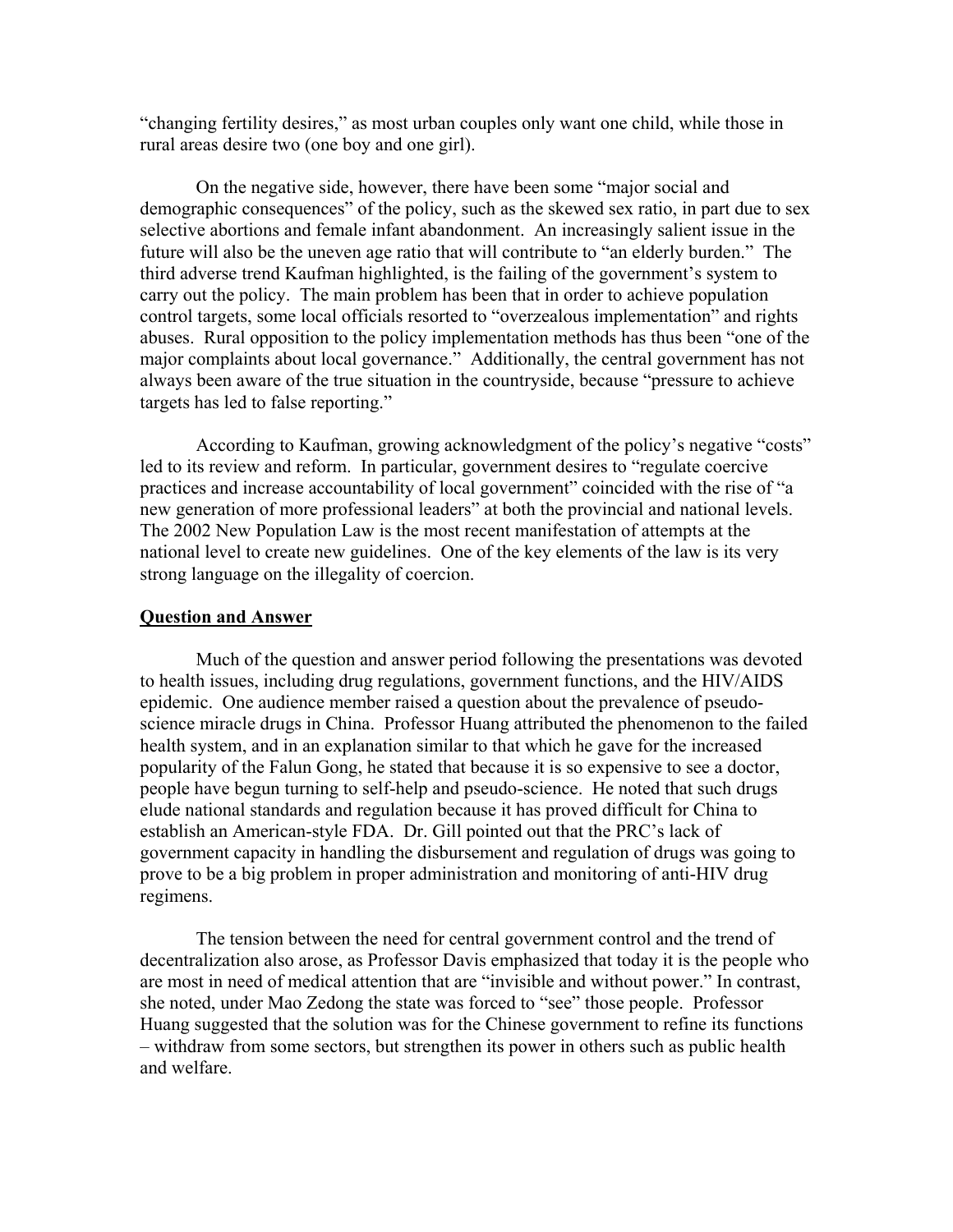"changing fertility desires," as most urban couples only want one child, while those in rural areas desire two (one boy and one girl).

On the negative side, however, there have been some "major social and demographic consequences" of the policy, such as the skewed sex ratio, in part due to sex selective abortions and female infant abandonment. An increasingly salient issue in the future will also be the uneven age ratio that will contribute to "an elderly burden." The third adverse trend Kaufman highlighted, is the failing of the government's system to carry out the policy. The main problem has been that in order to achieve population control targets, some local officials resorted to "overzealous implementation" and rights abuses. Rural opposition to the policy implementation methods has thus been "one of the major complaints about local governance." Additionally, the central government has not always been aware of the true situation in the countryside, because "pressure to achieve targets has led to false reporting."

According to Kaufman, growing acknowledgment of the policy's negative "costs" led to its review and reform. In particular, government desires to "regulate coercive practices and increase accountability of local government" coincided with the rise of "a new generation of more professional leaders" at both the provincial and national levels. The 2002 New Population Law is the most recent manifestation of attempts at the national level to create new guidelines. One of the key elements of the law is its very strong language on the illegality of coercion.

## Question and Answer

Much of the question and answer period following the presentations was devoted to health issues, including drug regulations, government functions, and the HIV/AIDS epidemic. One audience member raised a question about the prevalence of pseudo-science miracle drugs in China. Professor Huang attributed the phenomenon to the failed health system, and in an explanation similar to that which he gave for the increased popularity of the Falun Gong, he stated that because it is so expensive to see a doctor, people have begun turning to self-help and pseudo-science. He noted that such drugs elude national standards and regulation because it has proved difficult for China to establish an American-style FDA. Dr. Gill pointed out that the PRC's lack of government capacity in handling the disbursement and regulation of drugs was going to prove to be a big problem in proper administration and monitoring of anti-HIV drug regimens.

The tension between the need for central government control and the trend of decentralization also arose, as Professor Davis emphasized that today it is the people who are most in need of medical attention that are "invisible and without power." In contrast, she noted, under Mao Zedong the state was forced to "see" those people. Professor Huang suggested that the solution was for the Chinese government to refine its functions – withdraw from some sectors, but strengthen its power in others such as public health and welfare.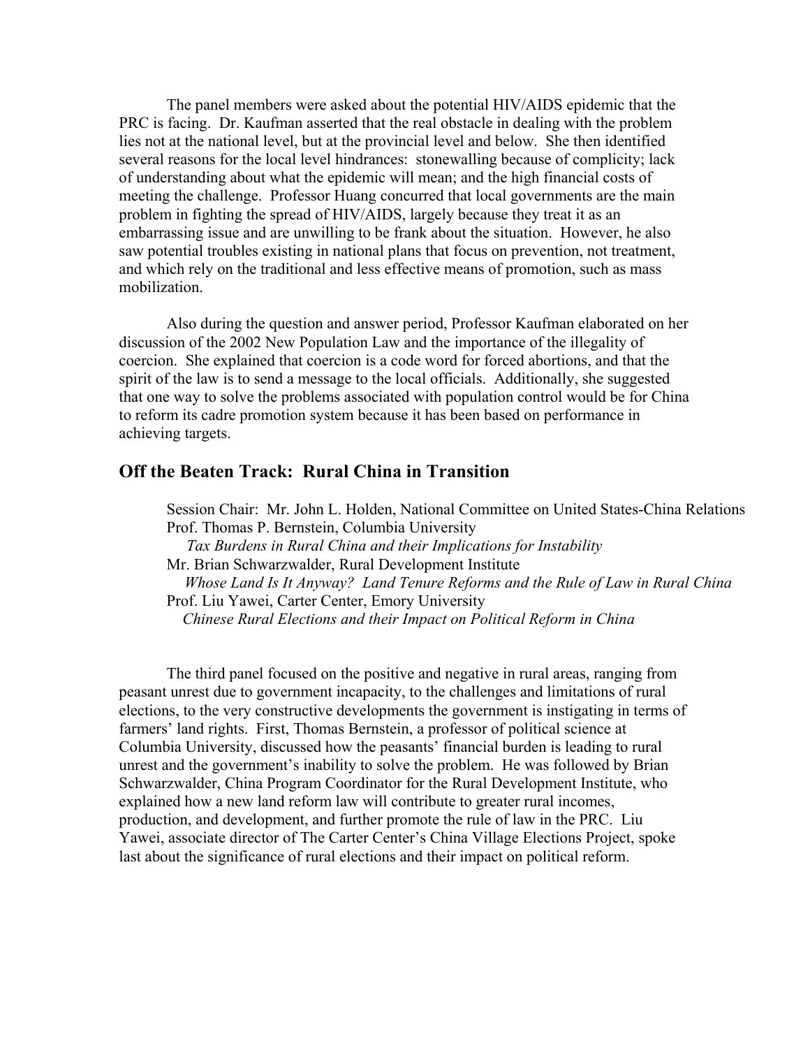The panel members were asked about the potential HIV/AIDS epidemic that the PRC is facing. Dr. Kaufman asserted that the real obstacle in dealing with the problem lies not at the national level, but at the provincial level and below. She then identified several reasons for the local level hindrances: stonewalling because of complicity; lack of understanding about what the epidemic will mean; and the high financial costs of meeting the challenge. Professor Huang concurred that local governments are the main problem in fighting the spread of HIV/AIDS, largely because they treat it as an embarrassing issue and are unwilling to be frank about the situation. However, he also saw potential troubles existing in national plans that focus on prevention, not treatment, and which rely on the traditional and less effective means of promotion, such as mass mobilization.

Also during the question and answer period, Professor Kaufman elaborated on her discussion of the 2002 New Population Law and the importance of the illegality of coercion. She explained that coercion is a code word for forced abortions, and that the spirit of the law is to send a message to the local officials. Additionally, she suggested that one way to solve the problems associated with population control would be for China to reform its cadre promotion system because it has been based on performance in achieving targets.

## Off the Beaten Track: Rural China in Transition

Session Chair: Mr. John L. Holden, National Committee on United States-China Relations
Prof. Thomas P. Bernstein, Columbia University
*Tax Burdens in Rural China and their Implications for Instability*
Mr. Brian Schwarzwalder, Rural Development Institute
*Whose Land Is It Anyway? Land Tenure Reforms and the Rule of Law in Rural China*
Prof. Liu Yawei, Carter Center, Emory University
*Chinese Rural Elections and their Impact on Political Reform in China*

The third panel focused on the positive and negative in rural areas, ranging from peasant unrest due to government incapacity, to the challenges and limitations of rural elections, to the very constructive developments the government is instigating in terms of farmers' land rights. First, Thomas Bernstein, a professor of political science at Columbia University, discussed how the peasants' financial burden is leading to rural unrest and the government's inability to solve the problem. He was followed by Brian Schwarzwalder, China Program Coordinator for the Rural Development Institute, who explained how a new land reform law will contribute to greater rural incomes, production, and development, and further promote the rule of law in the PRC. Liu Yawei, associate director of The Carter Center's China Village Elections Project, spoke last about the significance of rural elections and their impact on political reform.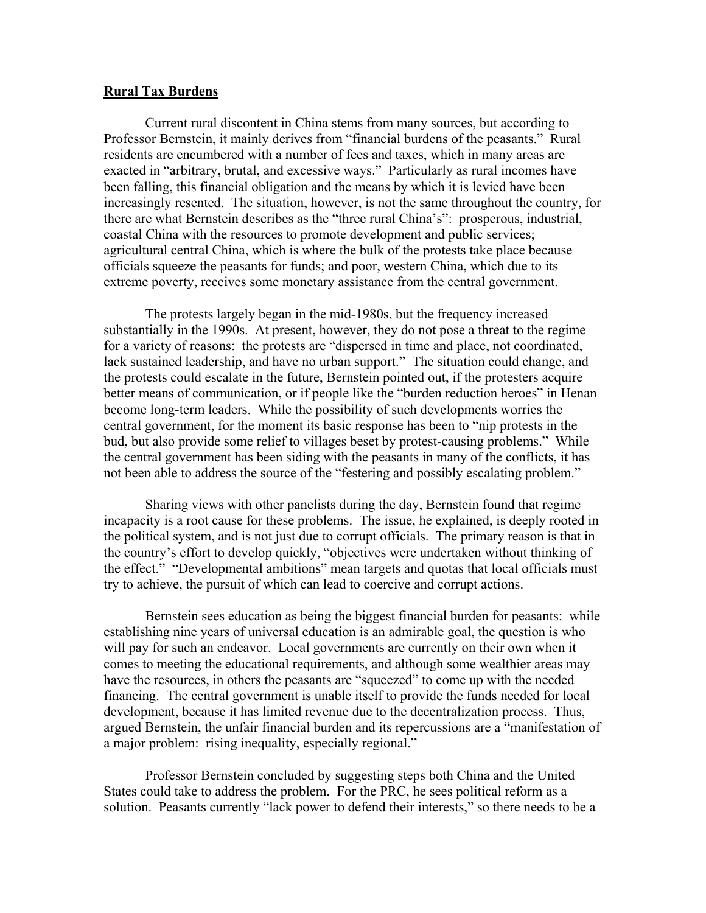## Rural Tax Burdens

Current rural discontent in China stems from many sources, but according to Professor Bernstein, it mainly derives from "financial burdens of the peasants." Rural residents are encumbered with a number of fees and taxes, which in many areas are exacted in "arbitrary, brutal, and excessive ways." Particularly as rural incomes have been falling, this financial obligation and the means by which it is levied have been increasingly resented. The situation, however, is not the same throughout the country, for there are what Bernstein describes as the "three rural China's": prosperous, industrial, coastal China with the resources to promote development and public services; agricultural central China, which is where the bulk of the protests take place because officials squeeze the peasants for funds; and poor, western China, which due to its extreme poverty, receives some monetary assistance from the central government.

The protests largely began in the mid-1980s, but the frequency increased substantially in the 1990s. At present, however, they do not pose a threat to the regime for a variety of reasons: the protests are "dispersed in time and place, not coordinated, lack sustained leadership, and have no urban support." The situation could change, and the protests could escalate in the future, Bernstein pointed out, if the protesters acquire better means of communication, or if people like the "burden reduction heroes" in Henan become long-term leaders. While the possibility of such developments worries the central government, for the moment its basic response has been to "nip protests in the bud, but also provide some relief to villages beset by protest-causing problems." While the central government has been siding with the peasants in many of the conflicts, it has not been able to address the source of the "festering and possibly escalating problem."

Sharing views with other panelists during the day, Bernstein found that regime incapacity is a root cause for these problems. The issue, he explained, is deeply rooted in the political system, and is not just due to corrupt officials. The primary reason is that in the country's effort to develop quickly, "objectives were undertaken without thinking of the effect." "Developmental ambitions" mean targets and quotas that local officials must try to achieve, the pursuit of which can lead to coercive and corrupt actions.

Bernstein sees education as being the biggest financial burden for peasants: while establishing nine years of universal education is an admirable goal, the question is who will pay for such an endeavor. Local governments are currently on their own when it comes to meeting the educational requirements, and although some wealthier areas may have the resources, in others the peasants are "squeezed" to come up with the needed financing. The central government is unable itself to provide the funds needed for local development, because it has limited revenue due to the decentralization process. Thus, argued Bernstein, the unfair financial burden and its repercussions are a "manifestation of a major problem: rising inequality, especially regional."

Professor Bernstein concluded by suggesting steps both China and the United States could take to address the problem. For the PRC, he sees political reform as a solution. Peasants currently "lack power to defend their interests," so there needs to be a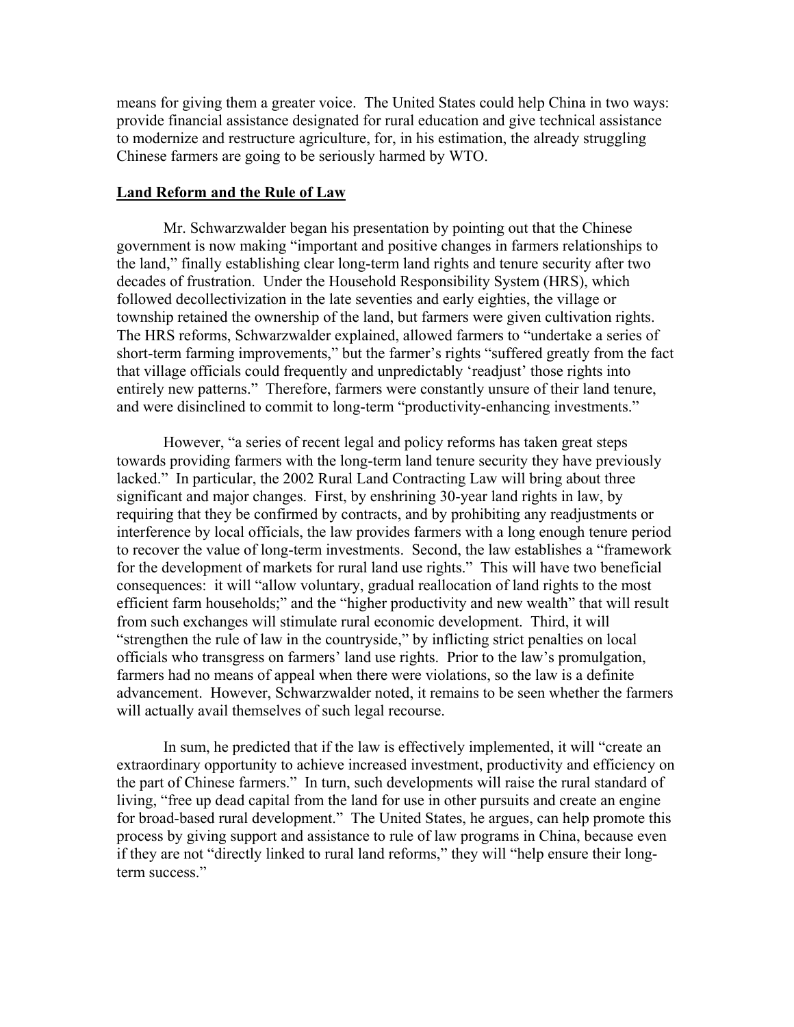means for giving them a greater voice. The United States could help China in two ways: provide financial assistance designated for rural education and give technical assistance to modernize and restructure agriculture, for, in his estimation, the already struggling Chinese farmers are going to be seriously harmed by WTO.

## Land Reform and the Rule of Law

Mr. Schwarzwalder began his presentation by pointing out that the Chinese government is now making "important and positive changes in farmers relationships to the land," finally establishing clear long-term land rights and tenure security after two decades of frustration. Under the Household Responsibility System (HRS), which followed decollectivization in the late seventies and early eighties, the village or township retained the ownership of the land, but farmers were given cultivation rights. The HRS reforms, Schwarzwalder explained, allowed farmers to "undertake a series of short-term farming improvements," but the farmer's rights "suffered greatly from the fact that village officials could frequently and unpredictably 'readjust' those rights into entirely new patterns." Therefore, farmers were constantly unsure of their land tenure, and were disinclined to commit to long-term "productivity-enhancing investments."

However, "a series of recent legal and policy reforms has taken great steps towards providing farmers with the long-term land tenure security they have previously lacked." In particular, the 2002 Rural Land Contracting Law will bring about three significant and major changes. First, by enshrining 30-year land rights in law, by requiring that they be confirmed by contracts, and by prohibiting any readjustments or interference by local officials, the law provides farmers with a long enough tenure period to recover the value of long-term investments. Second, the law establishes a "framework for the development of markets for rural land use rights." This will have two beneficial consequences: it will "allow voluntary, gradual reallocation of land rights to the most efficient farm households;" and the "higher productivity and new wealth" that will result from such exchanges will stimulate rural economic development. Third, it will "strengthen the rule of law in the countryside," by inflicting strict penalties on local officials who transgress on farmers' land use rights. Prior to the law's promulgation, farmers had no means of appeal when there were violations, so the law is a definite advancement. However, Schwarzwalder noted, it remains to be seen whether the farmers will actually avail themselves of such legal recourse.

In sum, he predicted that if the law is effectively implemented, it will "create an extraordinary opportunity to achieve increased investment, productivity and efficiency on the part of Chinese farmers." In turn, such developments will raise the rural standard of living, "free up dead capital from the land for use in other pursuits and create an engine for broad-based rural development." The United States, he argues, can help promote this process by giving support and assistance to rule of law programs in China, because even if they are not "directly linked to rural land reforms," they will "help ensure their long-term success."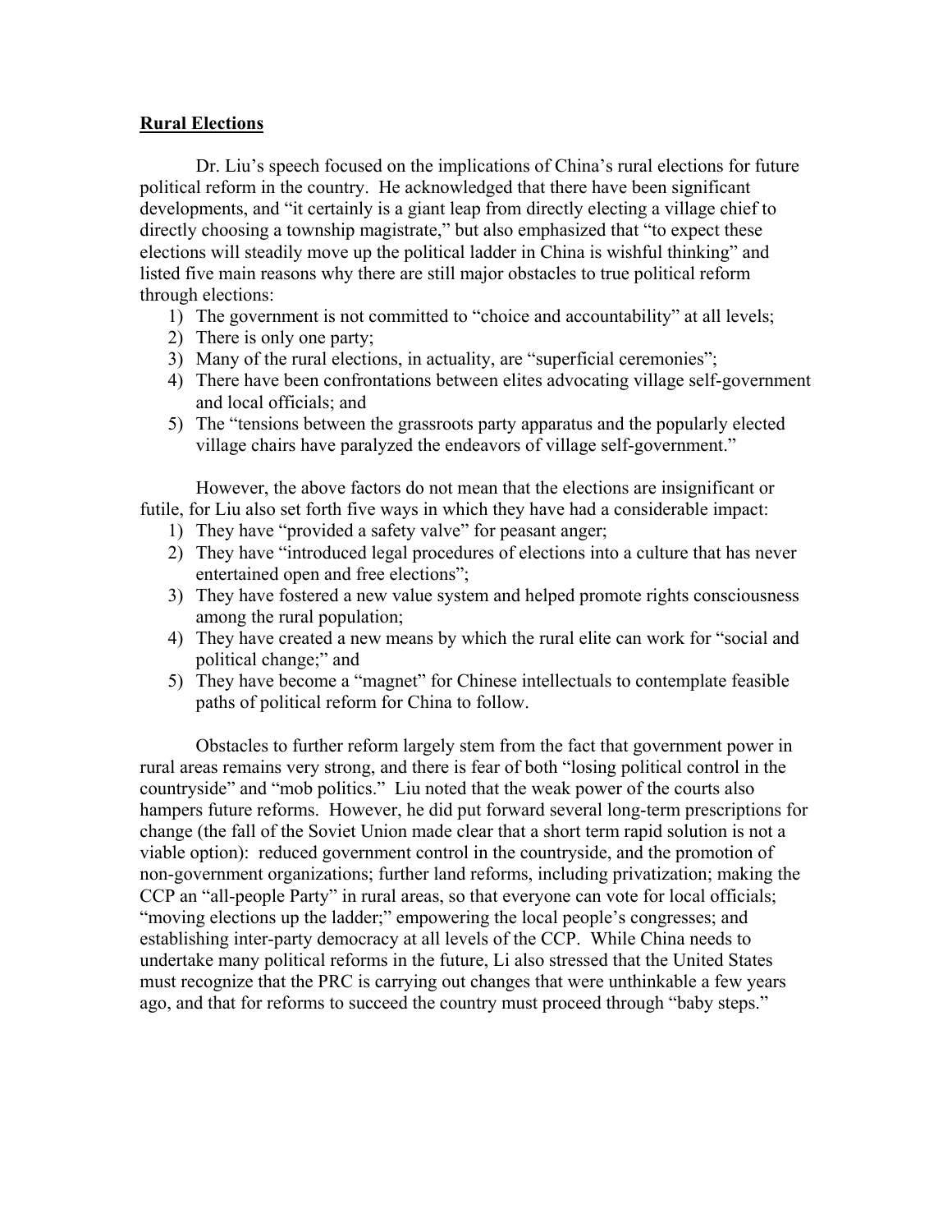**Rural Elections**

Dr. Liu's speech focused on the implications of China's rural elections for future political reform in the country. He acknowledged that there have been significant developments, and "it certainly is a giant leap from directly electing a village chief to directly choosing a township magistrate," but also emphasized that "to expect these elections will steadily move up the political ladder in China is wishful thinking" and listed five main reasons why there are still major obstacles to true political reform through elections:

1) The government is not committed to "choice and accountability" at all levels;
2) There is only one party;
3) Many of the rural elections, in actuality, are "superficial ceremonies";
4) There have been confrontations between elites advocating village self-government and local officials; and
5) The "tensions between the grassroots party apparatus and the popularly elected village chairs have paralyzed the endeavors of village self-government."

However, the above factors do not mean that the elections are insignificant or futile, for Liu also set forth five ways in which they have had a considerable impact:

1) They have "provided a safety valve" for peasant anger;
2) They have "introduced legal procedures of elections into a culture that has never entertained open and free elections";
3) They have fostered a new value system and helped promote rights consciousness among the rural population;
4) They have created a new means by which the rural elite can work for "social and political change;" and
5) They have become a "magnet" for Chinese intellectuals to contemplate feasible paths of political reform for China to follow.

Obstacles to further reform largely stem from the fact that government power in rural areas remains very strong, and there is fear of both "losing political control in the countryside" and "mob politics." Liu noted that the weak power of the courts also hampers future reforms. However, he did put forward several long-term prescriptions for change (the fall of the Soviet Union made clear that a short term rapid solution is not a viable option): reduced government control in the countryside, and the promotion of non-government organizations; further land reforms, including privatization; making the CCP an "all-people Party" in rural areas, so that everyone can vote for local officials; "moving elections up the ladder;" empowering the local people's congresses; and establishing inter-party democracy at all levels of the CCP. While China needs to undertake many political reforms in the future, Li also stressed that the United States must recognize that the PRC is carrying out changes that were unthinkable a few years ago, and that for reforms to succeed the country must proceed through "baby steps."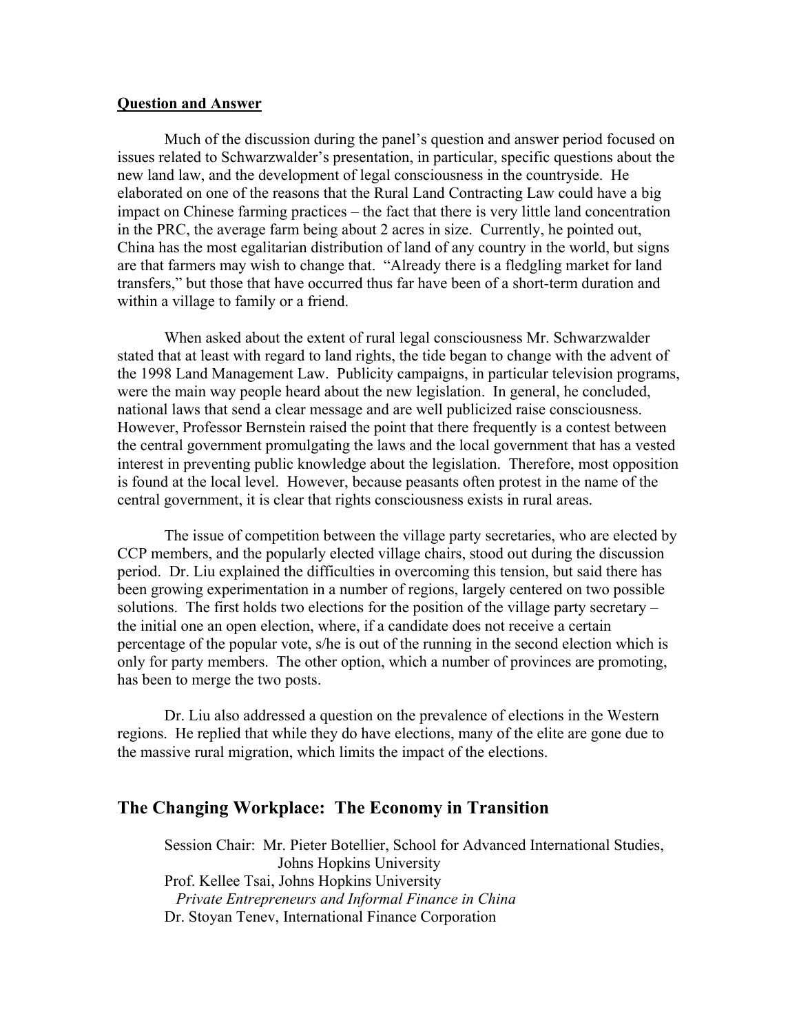**Question and Answer**

Much of the discussion during the panel's question and answer period focused on issues related to Schwarzwalder's presentation, in particular, specific questions about the new land law, and the development of legal consciousness in the countryside. He elaborated on one of the reasons that the Rural Land Contracting Law could have a big impact on Chinese farming practices – the fact that there is very little land concentration in the PRC, the average farm being about 2 acres in size. Currently, he pointed out, China has the most egalitarian distribution of land of any country in the world, but signs are that farmers may wish to change that. "Already there is a fledgling market for land transfers," but those that have occurred thus far have been of a short-term duration and within a village to family or a friend.

When asked about the extent of rural legal consciousness Mr. Schwarzwalder stated that at least with regard to land rights, the tide began to change with the advent of the 1998 Land Management Law. Publicity campaigns, in particular television programs, were the main way people heard about the new legislation. In general, he concluded, national laws that send a clear message and are well publicized raise consciousness. However, Professor Bernstein raised the point that there frequently is a contest between the central government promulgating the laws and the local government that has a vested interest in preventing public knowledge about the legislation. Therefore, most opposition is found at the local level. However, because peasants often protest in the name of the central government, it is clear that rights consciousness exists in rural areas.

The issue of competition between the village party secretaries, who are elected by CCP members, and the popularly elected village chairs, stood out during the discussion period. Dr. Liu explained the difficulties in overcoming this tension, but said there has been growing experimentation in a number of regions, largely centered on two possible solutions. The first holds two elections for the position of the village party secretary – the initial one an open election, where, if a candidate does not receive a certain percentage of the popular vote, s/he is out of the running in the second election which is only for party members. The other option, which a number of provinces are promoting, has been to merge the two posts.

Dr. Liu also addressed a question on the prevalence of elections in the Western regions. He replied that while they do have elections, many of the elite are gone due to the massive rural migration, which limits the impact of the elections.

## The Changing Workplace: The Economy in Transition

Session Chair: Mr. Pieter Botellier, School for Advanced International Studies, Johns Hopkins University

Prof. Kellee Tsai, Johns Hopkins University
*Private Entrepreneurs and Informal Finance in China*

Dr. Stoyan Tenev, International Finance Corporation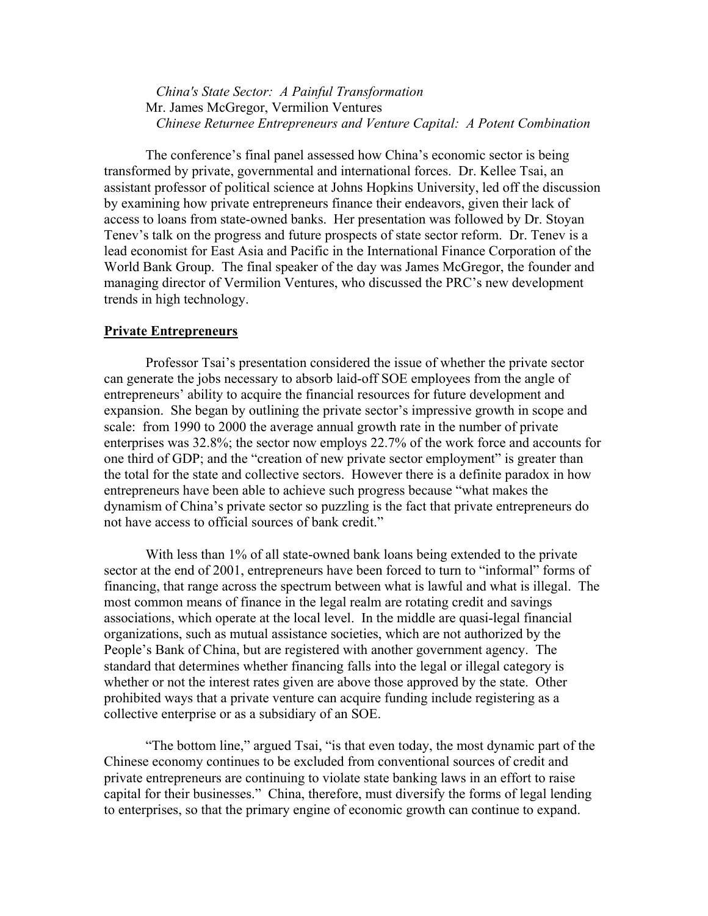*China's State Sector: A Painful Transformation*
Mr. James McGregor, Vermilion Ventures
*Chinese Returnee Entrepreneurs and Venture Capital: A Potent Combination*

The conference's final panel assessed how China's economic sector is being transformed by private, governmental and international forces. Dr. Kellee Tsai, an assistant professor of political science at Johns Hopkins University, led off the discussion by examining how private entrepreneurs finance their endeavors, given their lack of access to loans from state-owned banks. Her presentation was followed by Dr. Stoyan Tenev's talk on the progress and future prospects of state sector reform. Dr. Tenev is a lead economist for East Asia and Pacific in the International Finance Corporation of the World Bank Group. The final speaker of the day was James McGregor, the founder and managing director of Vermilion Ventures, who discussed the PRC's new development trends in high technology.

**Private Entrepreneurs**

Professor Tsai's presentation considered the issue of whether the private sector can generate the jobs necessary to absorb laid-off SOE employees from the angle of entrepreneurs' ability to acquire the financial resources for future development and expansion. She began by outlining the private sector's impressive growth in scope and scale: from 1990 to 2000 the average annual growth rate in the number of private enterprises was 32.8%; the sector now employs 22.7% of the work force and accounts for one third of GDP; and the "creation of new private sector employment" is greater than the total for the state and collective sectors. However there is a definite paradox in how entrepreneurs have been able to achieve such progress because "what makes the dynamism of China's private sector so puzzling is the fact that private entrepreneurs do not have access to official sources of bank credit."

With less than 1% of all state-owned bank loans being extended to the private sector at the end of 2001, entrepreneurs have been forced to turn to "informal" forms of financing, that range across the spectrum between what is lawful and what is illegal. The most common means of finance in the legal realm are rotating credit and savings associations, which operate at the local level. In the middle are quasi-legal financial organizations, such as mutual assistance societies, which are not authorized by the People's Bank of China, but are registered with another government agency. The standard that determines whether financing falls into the legal or illegal category is whether or not the interest rates given are above those approved by the state. Other prohibited ways that a private venture can acquire funding include registering as a collective enterprise or as a subsidiary of an SOE.

"The bottom line," argued Tsai, "is that even today, the most dynamic part of the Chinese economy continues to be excluded from conventional sources of credit and private entrepreneurs are continuing to violate state banking laws in an effort to raise capital for their businesses." China, therefore, must diversify the forms of legal lending to enterprises, so that the primary engine of economic growth can continue to expand.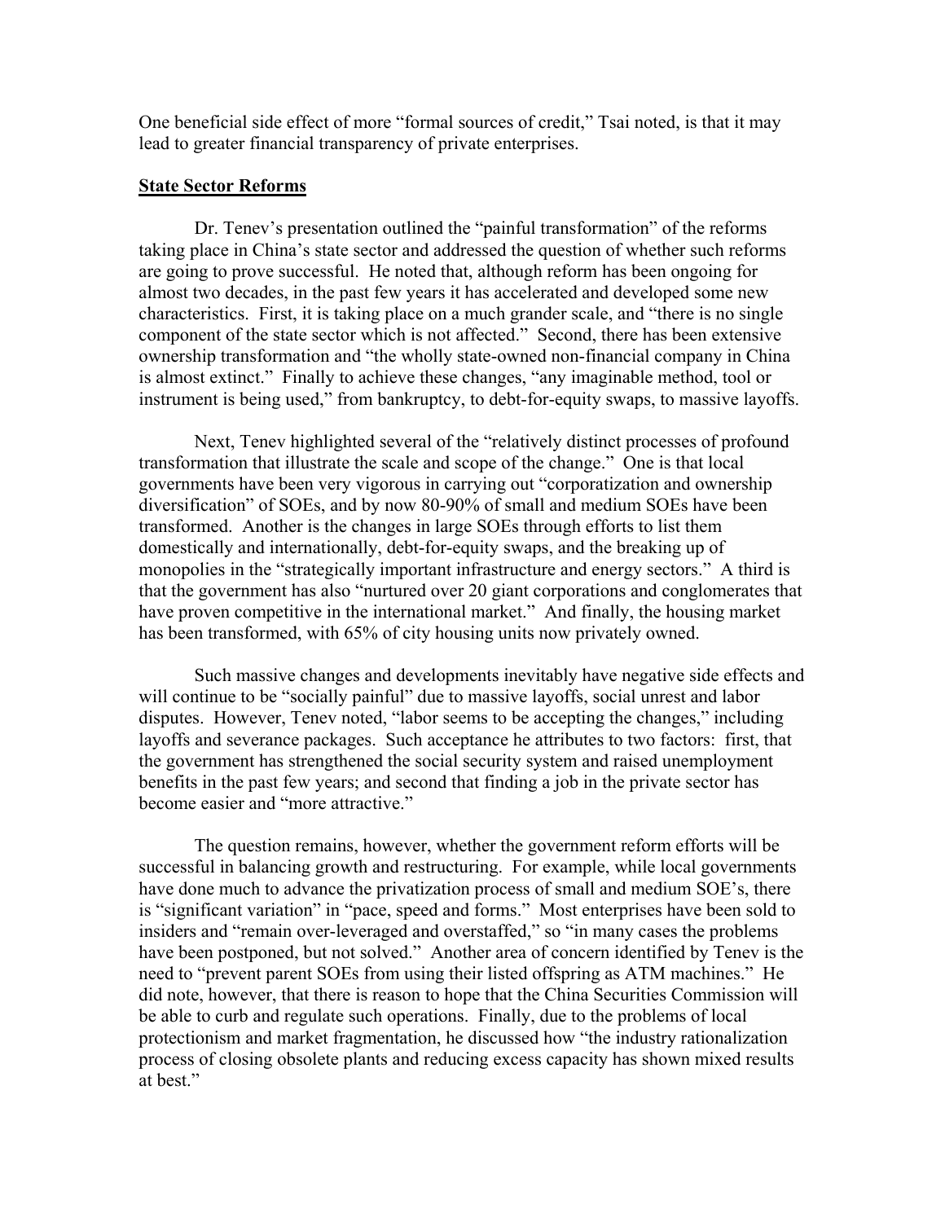One beneficial side effect of more "formal sources of credit," Tsai noted, is that it may lead to greater financial transparency of private enterprises.

**State Sector Reforms**

Dr. Tenev's presentation outlined the "painful transformation" of the reforms taking place in China's state sector and addressed the question of whether such reforms are going to prove successful. He noted that, although reform has been ongoing for almost two decades, in the past few years it has accelerated and developed some new characteristics. First, it is taking place on a much grander scale, and "there is no single component of the state sector which is not affected." Second, there has been extensive ownership transformation and "the wholly state-owned non-financial company in China is almost extinct." Finally to achieve these changes, "any imaginable method, tool or instrument is being used," from bankruptcy, to debt-for-equity swaps, to massive layoffs.

Next, Tenev highlighted several of the "relatively distinct processes of profound transformation that illustrate the scale and scope of the change." One is that local governments have been very vigorous in carrying out "corporatization and ownership diversification" of SOEs, and by now 80-90% of small and medium SOEs have been transformed. Another is the changes in large SOEs through efforts to list them domestically and internationally, debt-for-equity swaps, and the breaking up of monopolies in the "strategically important infrastructure and energy sectors." A third is that the government has also "nurtured over 20 giant corporations and conglomerates that have proven competitive in the international market." And finally, the housing market has been transformed, with 65% of city housing units now privately owned.

Such massive changes and developments inevitably have negative side effects and will continue to be "socially painful" due to massive layoffs, social unrest and labor disputes. However, Tenev noted, "labor seems to be accepting the changes," including layoffs and severance packages. Such acceptance he attributes to two factors: first, that the government has strengthened the social security system and raised unemployment benefits in the past few years; and second that finding a job in the private sector has become easier and "more attractive."

The question remains, however, whether the government reform efforts will be successful in balancing growth and restructuring. For example, while local governments have done much to advance the privatization process of small and medium SOE's, there is "significant variation" in "pace, speed and forms." Most enterprises have been sold to insiders and "remain over-leveraged and overstaffed," so "in many cases the problems have been postponed, but not solved." Another area of concern identified by Tenev is the need to "prevent parent SOEs from using their listed offspring as ATM machines." He did note, however, that there is reason to hope that the China Securities Commission will be able to curb and regulate such operations. Finally, due to the problems of local protectionism and market fragmentation, he discussed how "the industry rationalization process of closing obsolete plants and reducing excess capacity has shown mixed results at best."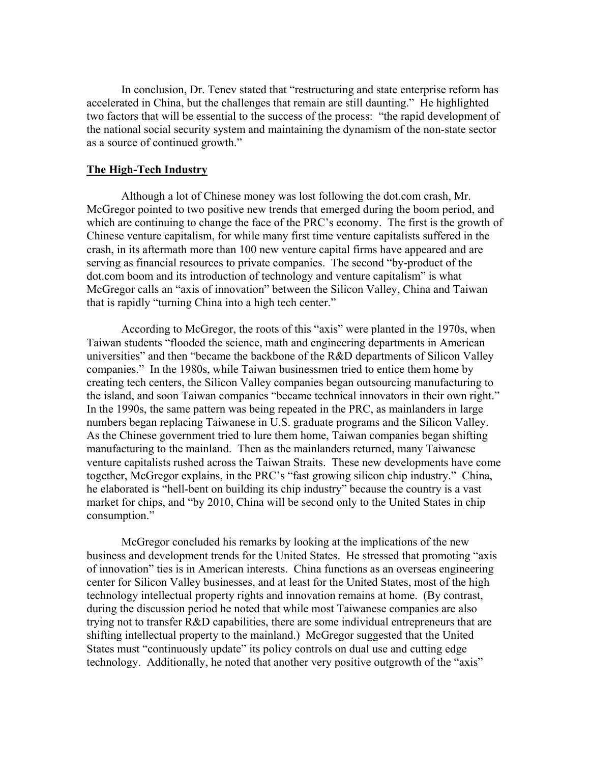In conclusion, Dr. Tenev stated that "restructuring and state enterprise reform has accelerated in China, but the challenges that remain are still daunting." He highlighted two factors that will be essential to the success of the process: "the rapid development of the national social security system and maintaining the dynamism of the non-state sector as a source of continued growth."

## The High-Tech Industry

Although a lot of Chinese money was lost following the dot.com crash, Mr. McGregor pointed to two positive new trends that emerged during the boom period, and which are continuing to change the face of the PRC's economy. The first is the growth of Chinese venture capitalism, for while many first time venture capitalists suffered in the crash, in its aftermath more than 100 new venture capital firms have appeared and are serving as financial resources to private companies. The second "by-product of the dot.com boom and its introduction of technology and venture capitalism" is what McGregor calls an "axis of innovation" between the Silicon Valley, China and Taiwan that is rapidly "turning China into a high tech center."

According to McGregor, the roots of this "axis" were planted in the 1970s, when Taiwan students "flooded the science, math and engineering departments in American universities" and then "became the backbone of the R&D departments of Silicon Valley companies." In the 1980s, while Taiwan businessmen tried to entice them home by creating tech centers, the Silicon Valley companies began outsourcing manufacturing to the island, and soon Taiwan companies "became technical innovators in their own right." In the 1990s, the same pattern was being repeated in the PRC, as mainlanders in large numbers began replacing Taiwanese in U.S. graduate programs and the Silicon Valley. As the Chinese government tried to lure them home, Taiwan companies began shifting manufacturing to the mainland. Then as the mainlanders returned, many Taiwanese venture capitalists rushed across the Taiwan Straits. These new developments have come together, McGregor explains, in the PRC's "fast growing silicon chip industry." China, he elaborated is "hell-bent on building its chip industry" because the country is a vast market for chips, and "by 2010, China will be second only to the United States in chip consumption."

McGregor concluded his remarks by looking at the implications of the new business and development trends for the United States. He stressed that promoting "axis of innovation" ties is in American interests. China functions as an overseas engineering center for Silicon Valley businesses, and at least for the United States, most of the high technology intellectual property rights and innovation remains at home. (By contrast, during the discussion period he noted that while most Taiwanese companies are also trying not to transfer R&D capabilities, there are some individual entrepreneurs that are shifting intellectual property to the mainland.) McGregor suggested that the United States must "continuously update" its policy controls on dual use and cutting edge technology. Additionally, he noted that another very positive outgrowth of the "axis"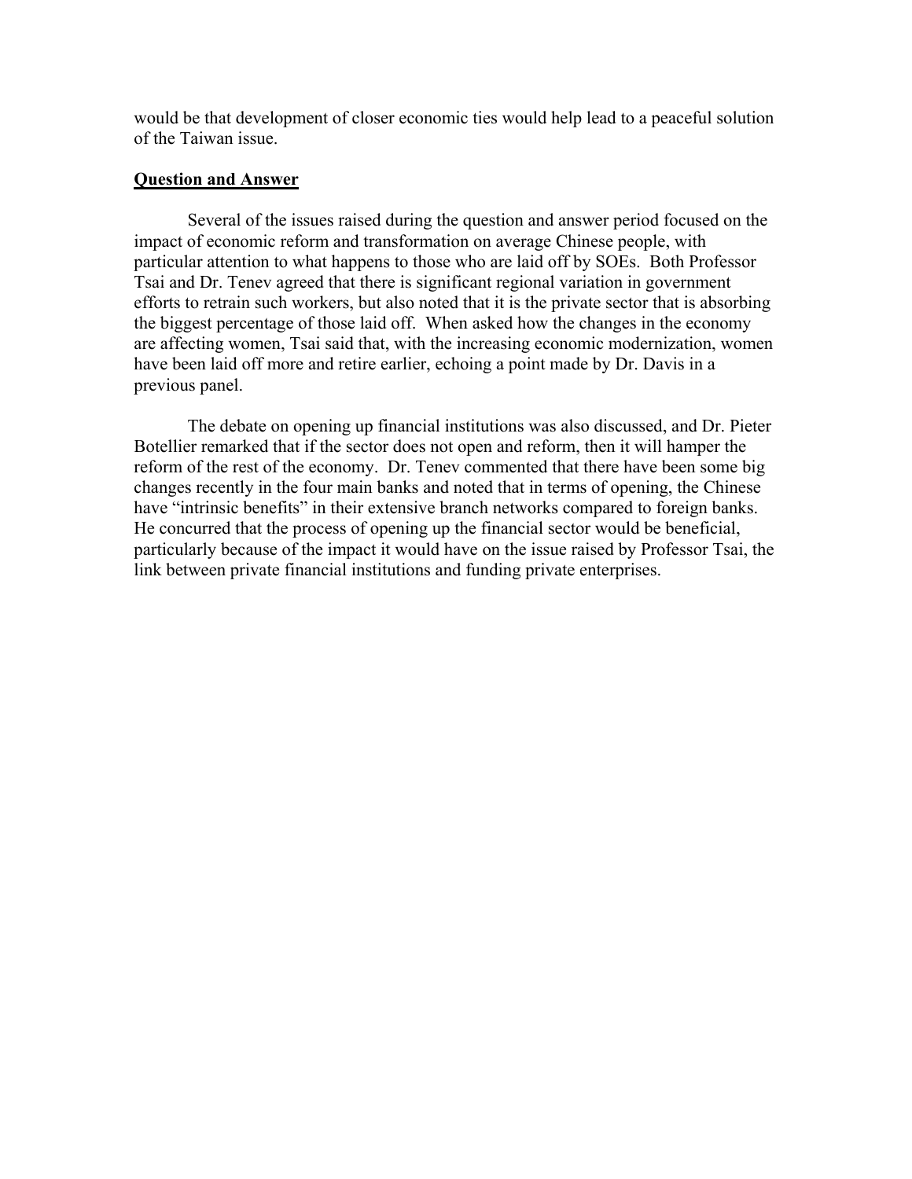would be that development of closer economic ties would help lead to a peaceful solution of the Taiwan issue.

## Question and Answer

Several of the issues raised during the question and answer period focused on the impact of economic reform and transformation on average Chinese people, with particular attention to what happens to those who are laid off by SOEs. Both Professor Tsai and Dr. Tenev agreed that there is significant regional variation in government efforts to retrain such workers, but also noted that it is the private sector that is absorbing the biggest percentage of those laid off. When asked how the changes in the economy are affecting women, Tsai said that, with the increasing economic modernization, women have been laid off more and retire earlier, echoing a point made by Dr. Davis in a previous panel.

The debate on opening up financial institutions was also discussed, and Dr. Pieter Botellier remarked that if the sector does not open and reform, then it will hamper the reform of the rest of the economy. Dr. Tenev commented that there have been some big changes recently in the four main banks and noted that in terms of opening, the Chinese have "intrinsic benefits" in their extensive branch networks compared to foreign banks. He concurred that the process of opening up the financial sector would be beneficial, particularly because of the impact it would have on the issue raised by Professor Tsai, the link between private financial institutions and funding private enterprises.